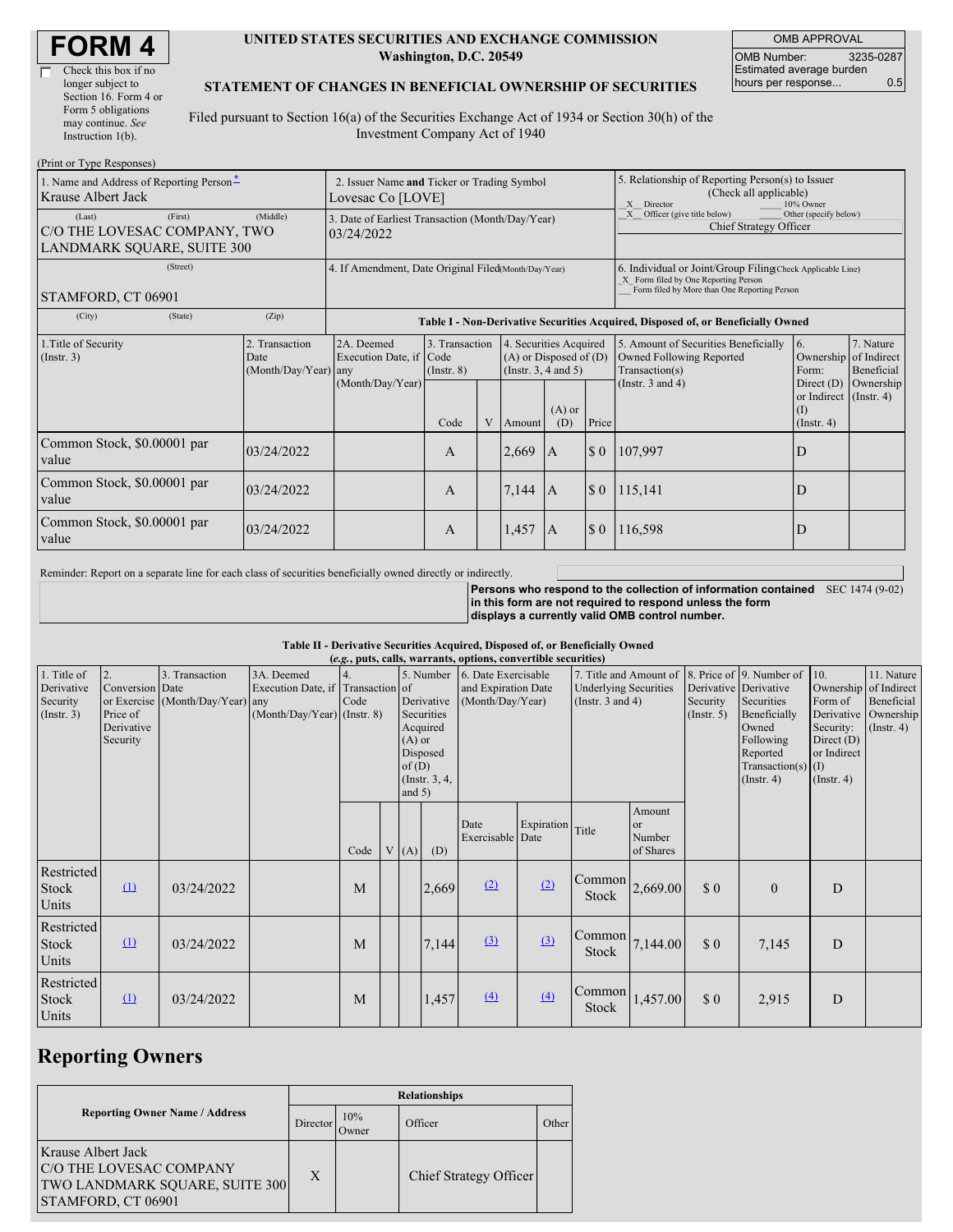# FORM 4

☐ Check this box if no longer subject to Section 16. Form 4 or Form 5 obligations may continue. *See* Instruction 1(b).

**UNITED STATES SECURITIES AND EXCHANGE COMMISSION**
**Washington, D.C. 20549**

**STATEMENT OF CHANGES IN BENEFICIAL OWNERSHIP OF SECURITIES**

Filed pursuant to Section 16(a) of the Securities Exchange Act of 1934 or Section 30(h) of the Investment Company Act of 1940

| OMB APPROVAL | |
|---|---|
| OMB Number: | 3235-0287 |
| Estimated average burden hours per response... | 0.5 |

(Print or Type Responses)

1. Name and Address of Reporting Person*
Krause Albert Jack
(Last) (First) (Middle)
C/O THE LOVESAC COMPANY, TWO LANDMARK SQUARE, SUITE 300
(Street)
STAMFORD, CT 06901
(City) (State) (Zip)

2. Issuer Name **and** Ticker or Trading Symbol
Lovesac Co [LOVE]

3. Date of Earliest Transaction (Month/Day/Year)
03/24/2022

4. If Amendment, Date Original Filed (Month/Day/Year)

5. Relationship of Reporting Person(s) to Issuer (Check all applicable)
_X_ Director ___ 10% Owner
_X_ Officer (give title below) ___ Other (specify below)
Chief Strategy Officer

6. Individual or Joint/Group Filing (Check Applicable Line)
_X_ Form filed by One Reporting Person
___ Form filed by More than One Reporting Person

**Table I - Non-Derivative Securities Acquired, Disposed of, or Beneficially Owned**

| 1.Title of Security (Instr. 3) | 2. Transaction Date (Month/Day/Year) | 2A. Deemed Execution Date, if any (Month/Day/Year) | 3. Transaction Code (Instr. 8) | | 4. Securities Acquired (A) or Disposed of (D) (Instr. 3, 4 and 5) | | | 5. Amount of Securities Beneficially Owned Following Reported Transaction(s) (Instr. 3 and 4) | 6. Ownership Form: Direct (D) or Indirect (I) (Instr. 4) | 7. Nature of Indirect Beneficial Ownership (Instr. 4) |
|---|---|---|---|---|---|---|---|---|---|---|
| | | | Code | V | Amount | (A) or (D) | Price | | | |
| Common Stock, $0.00001 par value | 03/24/2022 | | A | | 2,669 | A | $ 0 | 107,997 | D | |
| Common Stock, $0.00001 par value | 03/24/2022 | | A | | 7,144 | A | $ 0 | 115,141 | D | |
| Common Stock, $0.00001 par value | 03/24/2022 | | A | | 1,457 | A | $ 0 | 116,598 | D | |

Reminder: Report on a separate line for each class of securities beneficially owned directly or indirectly.

**Persons who respond to the collection of information contained in this form are not required to respond unless the form displays a currently valid OMB control number.** SEC 1474 (9-02)

**Table II - Derivative Securities Acquired, Disposed of, or Beneficially Owned**
***(e.g.*, puts, calls, warrants, options, convertible securities)**

| 1. Title of Derivative Security (Instr. 3) | 2. Conversion or Exercise Price of Derivative Security | 3. Transaction Date (Month/Day/Year) | 3A. Deemed Execution Date, if any (Month/Day/Year) | 4. Transaction Code (Instr. 8) | | 5. Number of Derivative Securities Acquired (A) or Disposed of (D) (Instr. 3, 4, and 5) | | 6. Date Exercisable and Expiration Date (Month/Day/Year) | | 7. Title and Amount of Underlying Securities (Instr. 3 and 4) | | 8. Price of Derivative Security (Instr. 5) | 9. Number of Derivative Securities Beneficially Owned Following Reported Transaction(s) (Instr. 4) | 10. Ownership Form of Derivative Security: Direct (D) or Indirect (I) (Instr. 4) | 11. Nature of Indirect Beneficial Ownership (Instr. 4) |
|---|---|---|---|---|---|---|---|---|---|---|---|---|---|---|---|
| | | | | Code | V | (A) | (D) | Date Exercisable | Expiration Date | Title | Amount or Number of Shares | | | | |
| Restricted Stock Units | (1) | 03/24/2022 | | M | | | 2,669 | (2) | (2) | Common Stock | 2,669.00 | $ 0 | 0 | D | |
| Restricted Stock Units | (1) | 03/24/2022 | | M | | | 7,144 | (3) | (3) | Common Stock | 7,144.00 | $ 0 | 7,145 | D | |
| Restricted Stock Units | (1) | 03/24/2022 | | M | | | 1,457 | (4) | (4) | Common Stock | 1,457.00 | $ 0 | 2,915 | D | |

## Reporting Owners

| Reporting Owner Name / Address | Relationships | | | |
|---|---|---|---|---|
| | Director | 10% Owner | Officer | Other |
| Krause Albert Jack C/O THE LOVESAC COMPANY TWO LANDMARK SQUARE, SUITE 300 STAMFORD, CT 06901 | X | | Chief Strategy Officer | |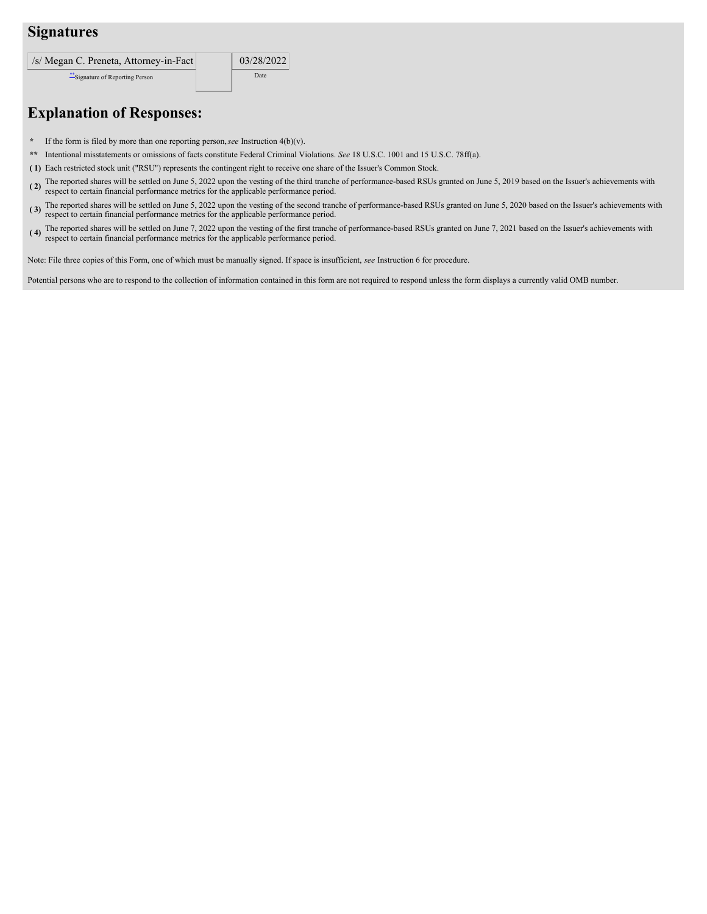## Signatures

| | | |
|---|---|---|
| /s/ Megan C. Preneta, Attorney-in-Fact | | 03/28/2022 |
| ** Signature of Reporting Person | | Date |

## Explanation of Responses:

- \* If the form is filed by more than one reporting person, *see* Instruction 4(b)(v).
- \*\* Intentional misstatements or omissions of facts constitute Federal Criminal Violations. *See* 18 U.S.C. 1001 and 15 U.S.C. 78ff(a).
- ( 1) Each restricted stock unit ("RSU") represents the contingent right to receive one share of the Issuer's Common Stock.
- ( 2) The reported shares will be settled on June 5, 2022 upon the vesting of the third tranche of performance-based RSUs granted on June 5, 2019 based on the Issuer's achievements with respect to certain financial performance metrics for the applicable performance period.
- ( 3) The reported shares will be settled on June 5, 2022 upon the vesting of the second tranche of performance-based RSUs granted on June 5, 2020 based on the Issuer's achievements with respect to certain financial performance metrics for the applicable performance period.
- ( 4) The reported shares will be settled on June 7, 2022 upon the vesting of the first tranche of performance-based RSUs granted on June 7, 2021 based on the Issuer's achievements with respect to certain financial performance metrics for the applicable performance period.

Note: File three copies of this Form, one of which must be manually signed. If space is insufficient, *see* Instruction 6 for procedure.

Potential persons who are to respond to the collection of information contained in this form are not required to respond unless the form displays a currently valid OMB number.